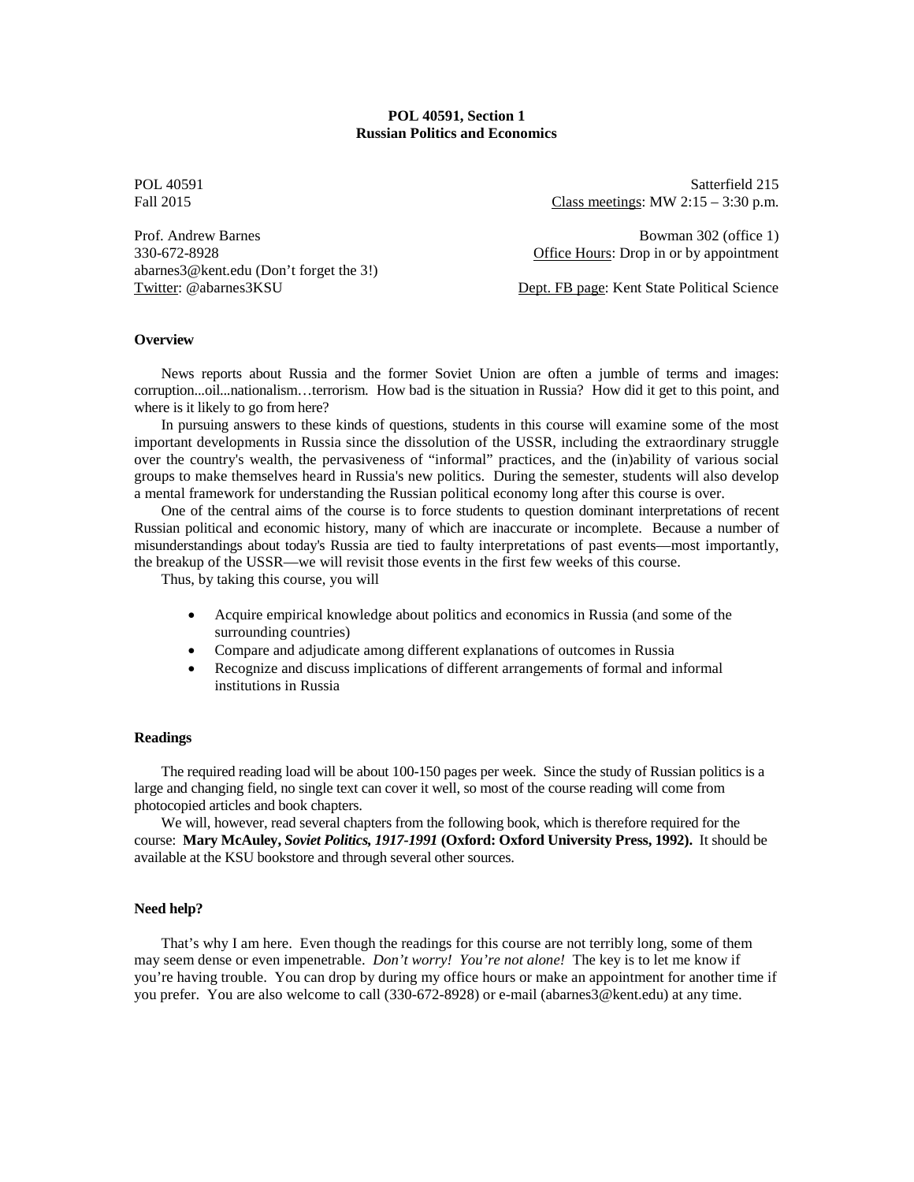**POL 40591, Section 1**
**Russian Politics and Economics**

POL 40591 | Satterfield 215
Fall 2015 | Class meetings: MW 2:15 – 3:30 p.m.

Prof. Andrew Barnes | Bowman 302 (office 1)
330-672-8928 | Office Hours: Drop in or by appointment
abarnes3@kent.edu (Don't forget the 3!)
Twitter: @abarnes3KSU | Dept. FB page: Kent State Political Science

### Overview

News reports about Russia and the former Soviet Union are often a jumble of terms and images: corruption...oil...nationalism…terrorism. How bad is the situation in Russia? How did it get to this point, and where is it likely to go from here?

In pursuing answers to these kinds of questions, students in this course will examine some of the most important developments in Russia since the dissolution of the USSR, including the extraordinary struggle over the country's wealth, the pervasiveness of "informal" practices, and the (in)ability of various social groups to make themselves heard in Russia's new politics. During the semester, students will also develop a mental framework for understanding the Russian political economy long after this course is over.

One of the central aims of the course is to force students to question dominant interpretations of recent Russian political and economic history, many of which are inaccurate or incomplete. Because a number of misunderstandings about today's Russia are tied to faulty interpretations of past events—most importantly, the breakup of the USSR—we will revisit those events in the first few weeks of this course.

Thus, by taking this course, you will

- Acquire empirical knowledge about politics and economics in Russia (and some of the surrounding countries)
- Compare and adjudicate among different explanations of outcomes in Russia
- Recognize and discuss implications of different arrangements of formal and informal institutions in Russia

### Readings

The required reading load will be about 100-150 pages per week. Since the study of Russian politics is a large and changing field, no single text can cover it well, so most of the course reading will come from photocopied articles and book chapters.

We will, however, read several chapters from the following book, which is therefore required for the course: **Mary McAuley, *Soviet Politics, 1917-1991* (Oxford: Oxford University Press, 1992).** It should be available at the KSU bookstore and through several other sources.

### Need help?

That's why I am here. Even though the readings for this course are not terribly long, some of them may seem dense or even impenetrable. *Don't worry! You're not alone!* The key is to let me know if you're having trouble. You can drop by during my office hours or make an appointment for another time if you prefer. You are also welcome to call (330-672-8928) or e-mail (abarnes3@kent.edu) at any time.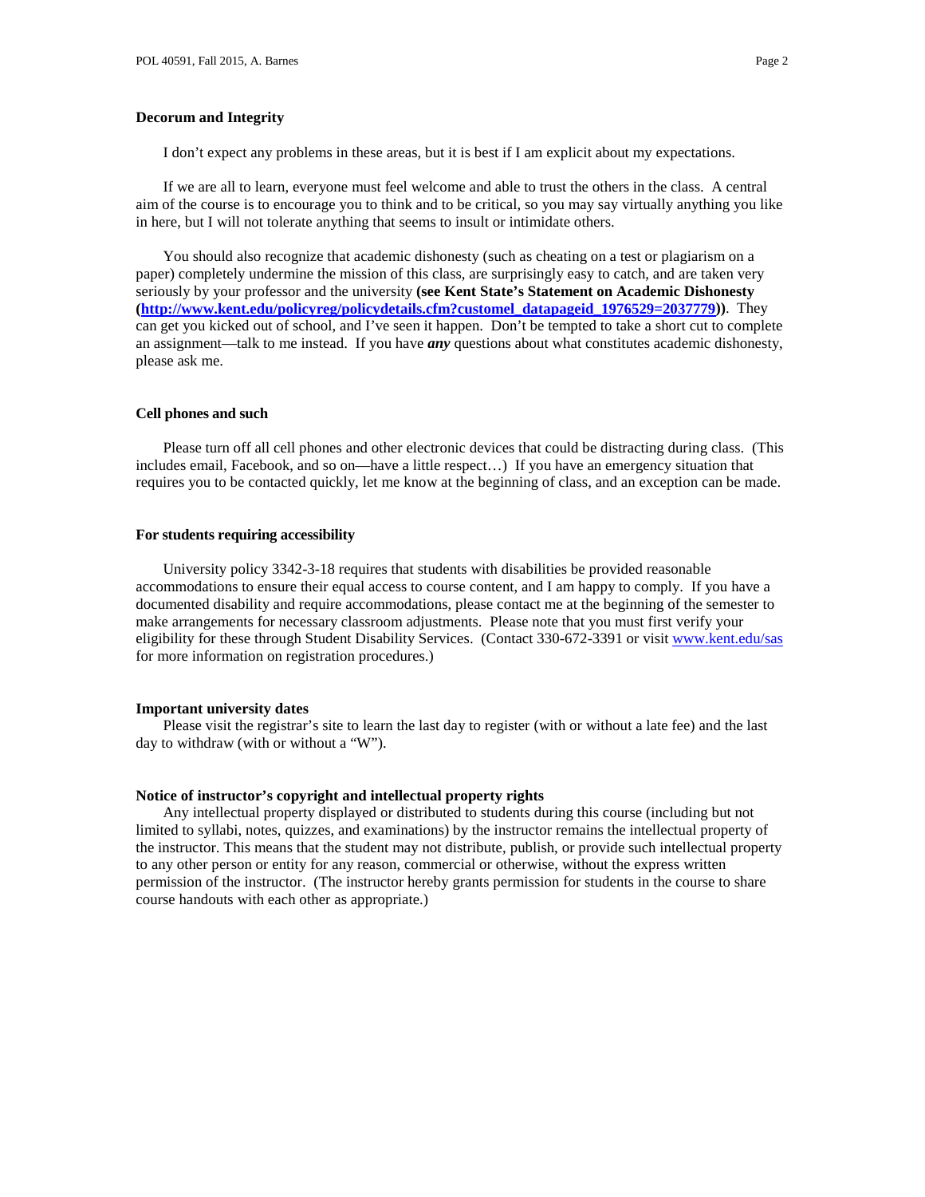### Decorum and Integrity

I don't expect any problems in these areas, but it is best if I am explicit about my expectations.

If we are all to learn, everyone must feel welcome and able to trust the others in the class. A central aim of the course is to encourage you to think and to be critical, so you may say virtually anything you like in here, but I will not tolerate anything that seems to insult or intimidate others.

You should also recognize that academic dishonesty (such as cheating on a test or plagiarism on a paper) completely undermine the mission of this class, are surprisingly easy to catch, and are taken very seriously by your professor and the university **(see Kent State's Statement on Academic Dishonesty ([http://www.kent.edu/policyreg/policydetails.cfm?customel_datapageid_1976529=2037779](http://www.kent.edu/policyreg/policydetails.cfm?customel_datapageid_1976529=2037779)))**. They can get you kicked out of school, and I've seen it happen. Don't be tempted to take a short cut to complete an assignment—talk to me instead. If you have ***any*** questions about what constitutes academic dishonesty, please ask me.

### Cell phones and such

Please turn off all cell phones and other electronic devices that could be distracting during class. (This includes email, Facebook, and so on—have a little respect…) If you have an emergency situation that requires you to be contacted quickly, let me know at the beginning of class, and an exception can be made.

### For students requiring accessibility

University policy 3342-3-18 requires that students with disabilities be provided reasonable accommodations to ensure their equal access to course content, and I am happy to comply. If you have a documented disability and require accommodations, please contact me at the beginning of the semester to make arrangements for necessary classroom adjustments. Please note that you must first verify your eligibility for these through Student Disability Services. (Contact 330-672-3391 or visit [www.kent.edu/sas](http://www.kent.edu/sas) for more information on registration procedures.)

### Important university dates

Please visit the registrar's site to learn the last day to register (with or without a late fee) and the last day to withdraw (with or without a "W").

### Notice of instructor's copyright and intellectual property rights

Any intellectual property displayed or distributed to students during this course (including but not limited to syllabi, notes, quizzes, and examinations) by the instructor remains the intellectual property of the instructor. This means that the student may not distribute, publish, or provide such intellectual property to any other person or entity for any reason, commercial or otherwise, without the express written permission of the instructor. (The instructor hereby grants permission for students in the course to share course handouts with each other as appropriate.)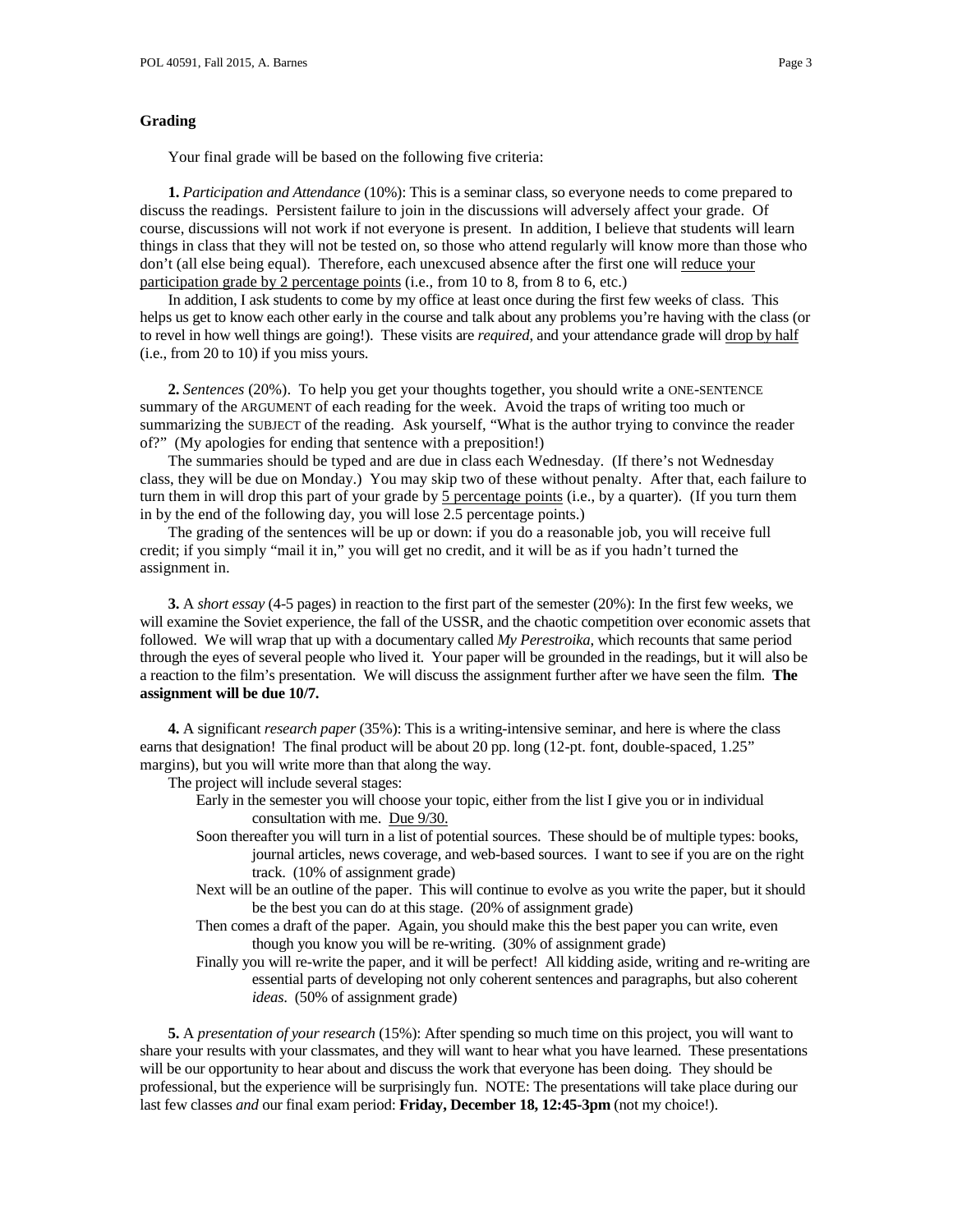## Grading

Your final grade will be based on the following five criteria:

**1.** *Participation and Attendance* (10%): This is a seminar class, so everyone needs to come prepared to discuss the readings. Persistent failure to join in the discussions will adversely affect your grade. Of course, discussions will not work if not everyone is present. In addition, I believe that students will learn things in class that they will not be tested on, so those who attend regularly will know more than those who don't (all else being equal). Therefore, each unexcused absence after the first one will reduce your participation grade by 2 percentage points (i.e., from 10 to 8, from 8 to 6, etc.)

In addition, I ask students to come by my office at least once during the first few weeks of class. This helps us get to know each other early in the course and talk about any problems you're having with the class (or to revel in how well things are going!). These visits are *required*, and your attendance grade will drop by half (i.e., from 20 to 10) if you miss yours.

**2.** *Sentences* (20%). To help you get your thoughts together, you should write a ONE-SENTENCE summary of the ARGUMENT of each reading for the week. Avoid the traps of writing too much or summarizing the SUBJECT of the reading. Ask yourself, "What is the author trying to convince the reader of?" (My apologies for ending that sentence with a preposition!)

The summaries should be typed and are due in class each Wednesday. (If there's not Wednesday class, they will be due on Monday.) You may skip two of these without penalty. After that, each failure to turn them in will drop this part of your grade by 5 percentage points (i.e., by a quarter). (If you turn them in by the end of the following day, you will lose 2.5 percentage points.)

The grading of the sentences will be up or down: if you do a reasonable job, you will receive full credit; if you simply "mail it in," you will get no credit, and it will be as if you hadn't turned the assignment in.

**3.** A *short essay* (4-5 pages) in reaction to the first part of the semester (20%): In the first few weeks, we will examine the Soviet experience, the fall of the USSR, and the chaotic competition over economic assets that followed. We will wrap that up with a documentary called *My Perestroika*, which recounts that same period through the eyes of several people who lived it. Your paper will be grounded in the readings, but it will also be a reaction to the film's presentation. We will discuss the assignment further after we have seen the film. **The assignment will be due 10/7.**

**4.** A significant *research paper* (35%): This is a writing-intensive seminar, and here is where the class earns that designation! The final product will be about 20 pp. long (12-pt. font, double-spaced, 1.25" margins), but you will write more than that along the way.

The project will include several stages:

- Early in the semester you will choose your topic, either from the list I give you or in individual consultation with me. Due 9/30.
- Soon thereafter you will turn in a list of potential sources. These should be of multiple types: books, journal articles, news coverage, and web-based sources. I want to see if you are on the right track. (10% of assignment grade)
- Next will be an outline of the paper. This will continue to evolve as you write the paper, but it should be the best you can do at this stage. (20% of assignment grade)
- Then comes a draft of the paper. Again, you should make this the best paper you can write, even though you know you will be re-writing. (30% of assignment grade)
- Finally you will re-write the paper, and it will be perfect! All kidding aside, writing and re-writing are essential parts of developing not only coherent sentences and paragraphs, but also coherent *ideas*. (50% of assignment grade)

**5.** A *presentation of your research* (15%): After spending so much time on this project, you will want to share your results with your classmates, and they will want to hear what you have learned. These presentations will be our opportunity to hear about and discuss the work that everyone has been doing. They should be professional, but the experience will be surprisingly fun. NOTE: The presentations will take place during our last few classes *and* our final exam period: **Friday, December 18, 12:45-3pm** (not my choice!).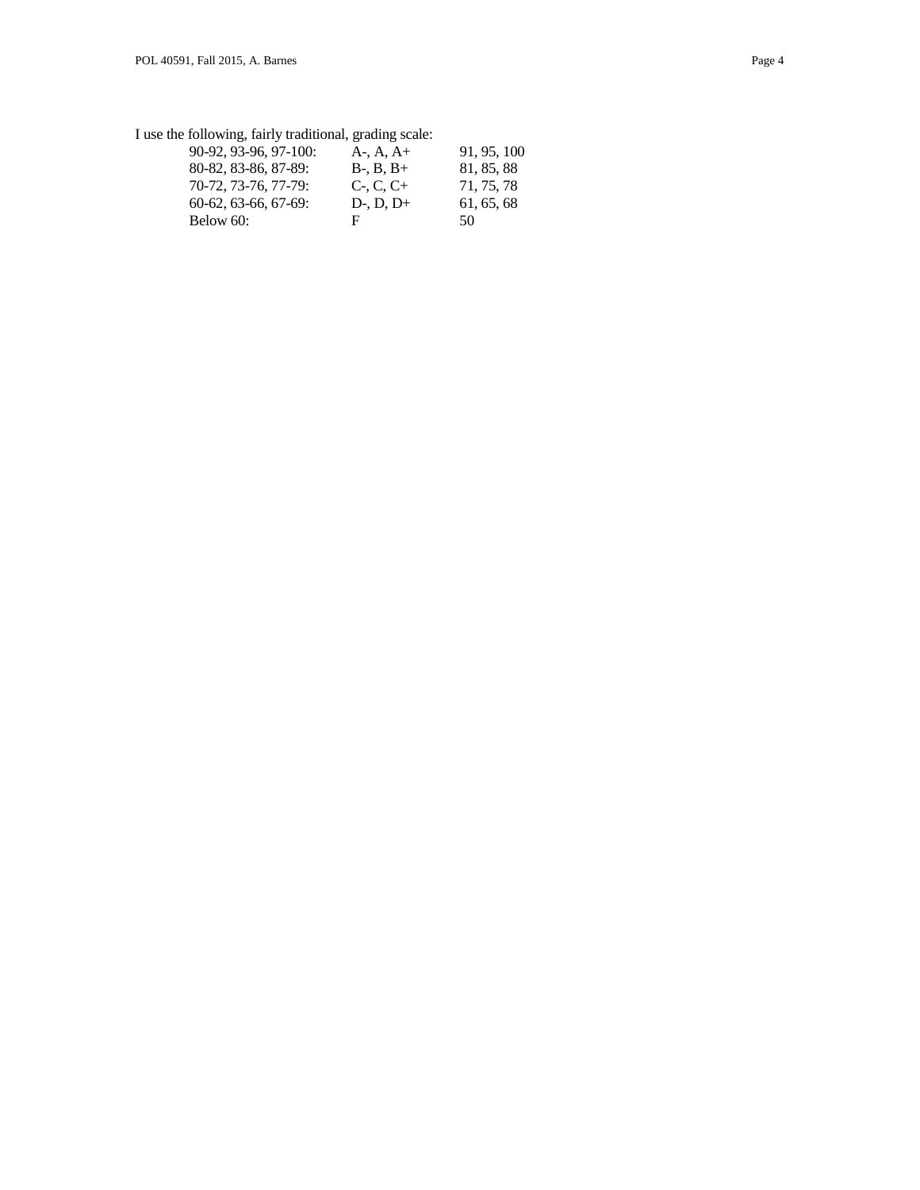I use the following, fairly traditional, grading scale:

| | | |
|---|---|---|
| 90-92, 93-96, 97-100: | A-, A, A+ | 91, 95, 100 |
| 80-82, 83-86, 87-89: | B-, B, B+ | 81, 85, 88 |
| 70-72, 73-76, 77-79: | C-, C, C+ | 71, 75, 78 |
| 60-62, 63-66, 67-69: | D-, D, D+ | 61, 65, 68 |
| Below 60: | F | 50 |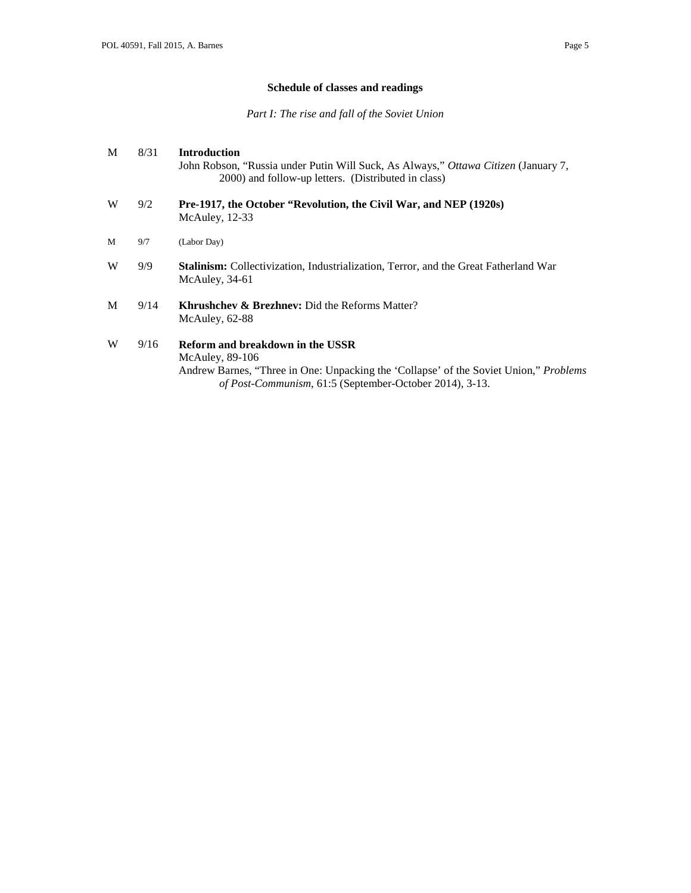### Schedule of classes and readings

*Part I: The rise and fall of the Soviet Union*

| | | |
|---|---|---|
| M | 8/31 | **Introduction**<br>John Robson, "Russia under Putin Will Suck, As Always," *Ottawa Citizen* (January 7, 2000) and follow-up letters. (Distributed in class) |
| W | 9/2 | **Pre-1917, the October "Revolution, the Civil War, and NEP (1920s)**<br>McAuley, 12-33 |
| M | 9/7 | (Labor Day) |
| W | 9/9 | **Stalinism:** Collectivization, Industrialization, Terror, and the Great Fatherland War<br>McAuley, 34-61 |
| M | 9/14 | **Khrushchev & Brezhnev:** Did the Reforms Matter?<br>McAuley, 62-88 |
| W | 9/16 | **Reform and breakdown in the USSR**<br>McAuley, 89-106<br>Andrew Barnes, "Three in One: Unpacking the 'Collapse' of the Soviet Union," *Problems of Post-Communism*, 61:5 (September-October 2014), 3-13. |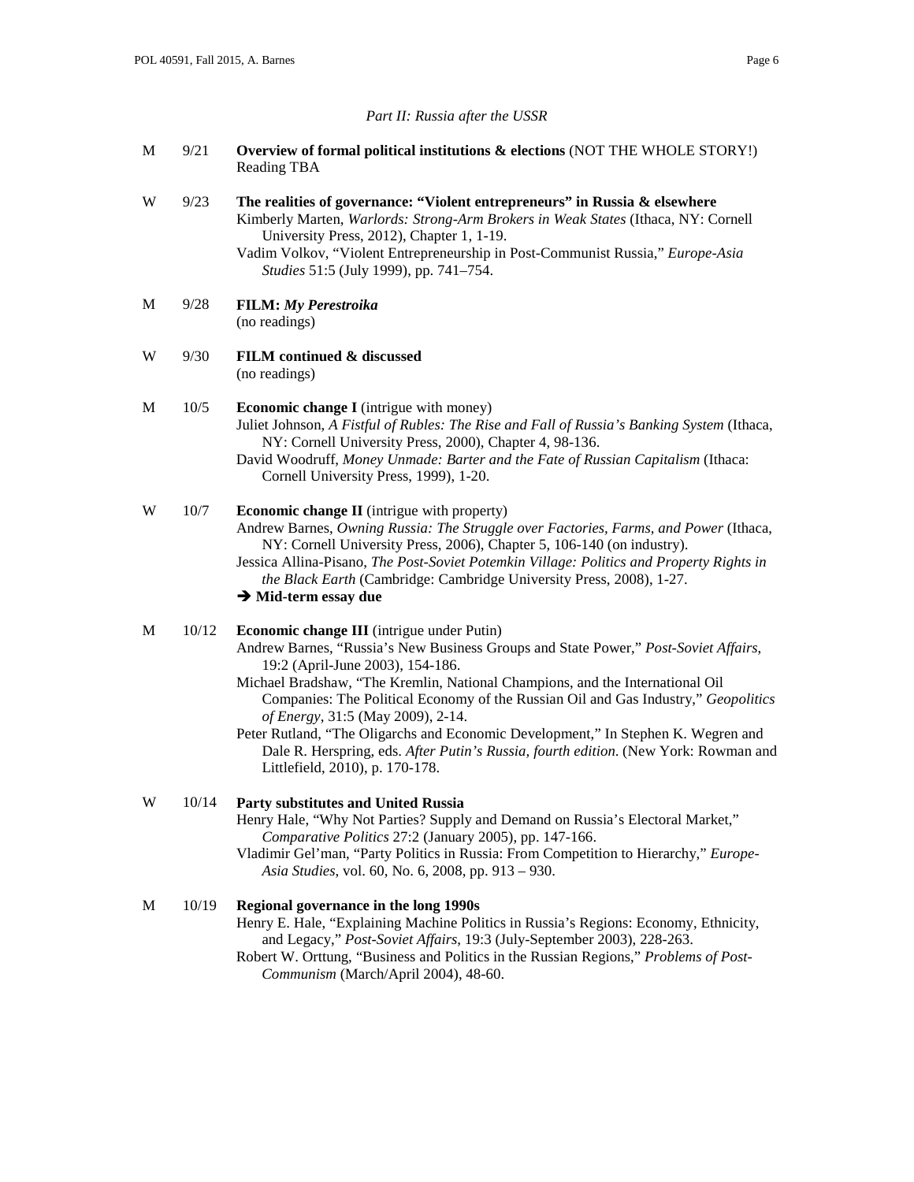*Part II: Russia after the USSR*

M 9/21 **Overview of formal political institutions & elections** (NOT THE WHOLE STORY!)
Reading TBA

W 9/23 **The realities of governance: "Violent entrepreneurs" in Russia & elsewhere**
Kimberly Marten, *Warlords: Strong-Arm Brokers in Weak States* (Ithaca, NY: Cornell University Press, 2012), Chapter 1, 1-19.
Vadim Volkov, "Violent Entrepreneurship in Post-Communist Russia," *Europe-Asia Studies* 51:5 (July 1999), pp. 741–754.

M 9/28 **FILM: *My Perestroika***
(no readings)

W 9/30 **FILM continued & discussed**
(no readings)

M 10/5 **Economic change I** (intrigue with money)
Juliet Johnson, *A Fistful of Rubles: The Rise and Fall of Russia's Banking System* (Ithaca, NY: Cornell University Press, 2000), Chapter 4, 98-136.
David Woodruff, *Money Unmade: Barter and the Fate of Russian Capitalism* (Ithaca: Cornell University Press, 1999), 1-20.

W 10/7 **Economic change II** (intrigue with property)
Andrew Barnes, *Owning Russia: The Struggle over Factories, Farms, and Power* (Ithaca, NY: Cornell University Press, 2006), Chapter 5, 106-140 (on industry).
Jessica Allina-Pisano, *The Post-Soviet Potemkin Village: Politics and Property Rights in the Black Earth* (Cambridge: Cambridge University Press, 2008), 1-27.
➔ **Mid-term essay due**

M 10/12 **Economic change III** (intrigue under Putin)
Andrew Barnes, "Russia's New Business Groups and State Power," *Post-Soviet Affairs*, 19:2 (April-June 2003), 154-186.
Michael Bradshaw, "The Kremlin, National Champions, and the International Oil Companies: The Political Economy of the Russian Oil and Gas Industry," *Geopolitics of Energy*, 31:5 (May 2009), 2-14.
Peter Rutland, "The Oligarchs and Economic Development," In Stephen K. Wegren and Dale R. Herspring, eds. *After Putin's Russia, fourth edition.* (New York: Rowman and Littlefield, 2010), p. 170-178.

W 10/14 **Party substitutes and United Russia**
Henry Hale, "Why Not Parties? Supply and Demand on Russia's Electoral Market," *Comparative Politics* 27:2 (January 2005), pp. 147-166.
Vladimir Gel'man, "Party Politics in Russia: From Competition to Hierarchy," *Europe-Asia Studies*, vol. 60, No. 6, 2008, pp. 913 – 930.

M 10/19 **Regional governance in the long 1990s**
Henry E. Hale, "Explaining Machine Politics in Russia's Regions: Economy, Ethnicity, and Legacy," *Post-Soviet Affairs*, 19:3 (July-September 2003), 228-263.
Robert W. Orttung, "Business and Politics in the Russian Regions," *Problems of Post-Communism* (March/April 2004), 48-60.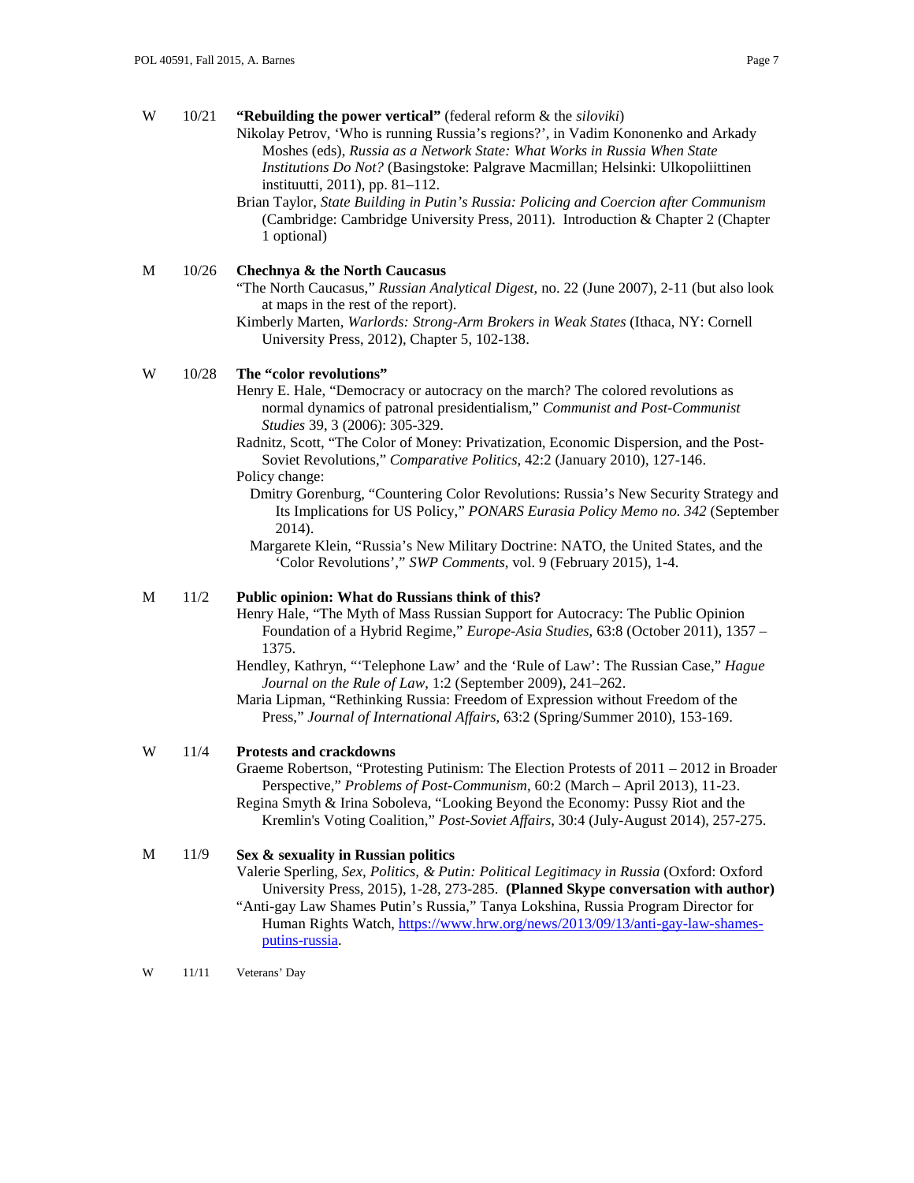W 10/21 **"Rebuilding the power vertical"** (federal reform & the *siloviki*)

Nikolay Petrov, 'Who is running Russia's regions?', in Vadim Kononenko and Arkady Moshes (eds), *Russia as a Network State: What Works in Russia When State Institutions Do Not?* (Basingstoke: Palgrave Macmillan; Helsinki: Ulkopoliittinen instituutti, 2011), pp. 81–112.

Brian Taylor, *State Building in Putin's Russia: Policing and Coercion after Communism* (Cambridge: Cambridge University Press, 2011). Introduction & Chapter 2 (Chapter 1 optional)

M 10/26 **Chechnya & the North Caucasus**

"The North Caucasus," *Russian Analytical Digest*, no. 22 (June 2007), 2-11 (but also look at maps in the rest of the report).

Kimberly Marten, *Warlords: Strong-Arm Brokers in Weak States* (Ithaca, NY: Cornell University Press, 2012), Chapter 5, 102-138.

W 10/28 **The "color revolutions"**

Henry E. Hale, "Democracy or autocracy on the march? The colored revolutions as normal dynamics of patronal presidentialism," *Communist and Post-Communist Studies* 39, 3 (2006): 305-329.

Radnitz, Scott, "The Color of Money: Privatization, Economic Dispersion, and the Post-Soviet Revolutions," *Comparative Politics*, 42:2 (January 2010), 127-146.

Policy change:

- Dmitry Gorenburg, "Countering Color Revolutions: Russia's New Security Strategy and Its Implications for US Policy," *PONARS Eurasia Policy Memo no. 342* (September 2014).
- Margarete Klein, "Russia's New Military Doctrine: NATO, the United States, and the 'Color Revolutions'," *SWP Comments*, vol. 9 (February 2015), 1-4.

M 11/2 **Public opinion: What do Russians think of this?**

Henry Hale, "The Myth of Mass Russian Support for Autocracy: The Public Opinion Foundation of a Hybrid Regime," *Europe-Asia Studies*, 63:8 (October 2011), 1357 – 1375.

Hendley, Kathryn, "'Telephone Law' and the 'Rule of Law': The Russian Case," *Hague Journal on the Rule of Law*, 1:2 (September 2009), 241–262.

Maria Lipman, "Rethinking Russia: Freedom of Expression without Freedom of the Press," *Journal of International Affairs*, 63:2 (Spring/Summer 2010), 153-169.

W 11/4 **Protests and crackdowns**

Graeme Robertson, "Protesting Putinism: The Election Protests of 2011 – 2012 in Broader Perspective," *Problems of Post-Communism*, 60:2 (March – April 2013), 11-23.

Regina Smyth & Irina Soboleva, "Looking Beyond the Economy: Pussy Riot and the Kremlin's Voting Coalition," *Post-Soviet Affairs*, 30:4 (July-August 2014), 257-275.

M 11/9 **Sex & sexuality in Russian politics**

Valerie Sperling, *Sex, Politics, & Putin: Political Legitimacy in Russia* (Oxford: Oxford University Press, 2015), 1-28, 273-285. **(Planned Skype conversation with author)**

"Anti-gay Law Shames Putin's Russia," Tanya Lokshina, Russia Program Director for Human Rights Watch, [https://www.hrw.org/news/2013/09/13/anti-gay-law-shames-putins-russia](https://www.hrw.org/news/2013/09/13/anti-gay-law-shames-putins-russia).

W 11/11 Veterans' Day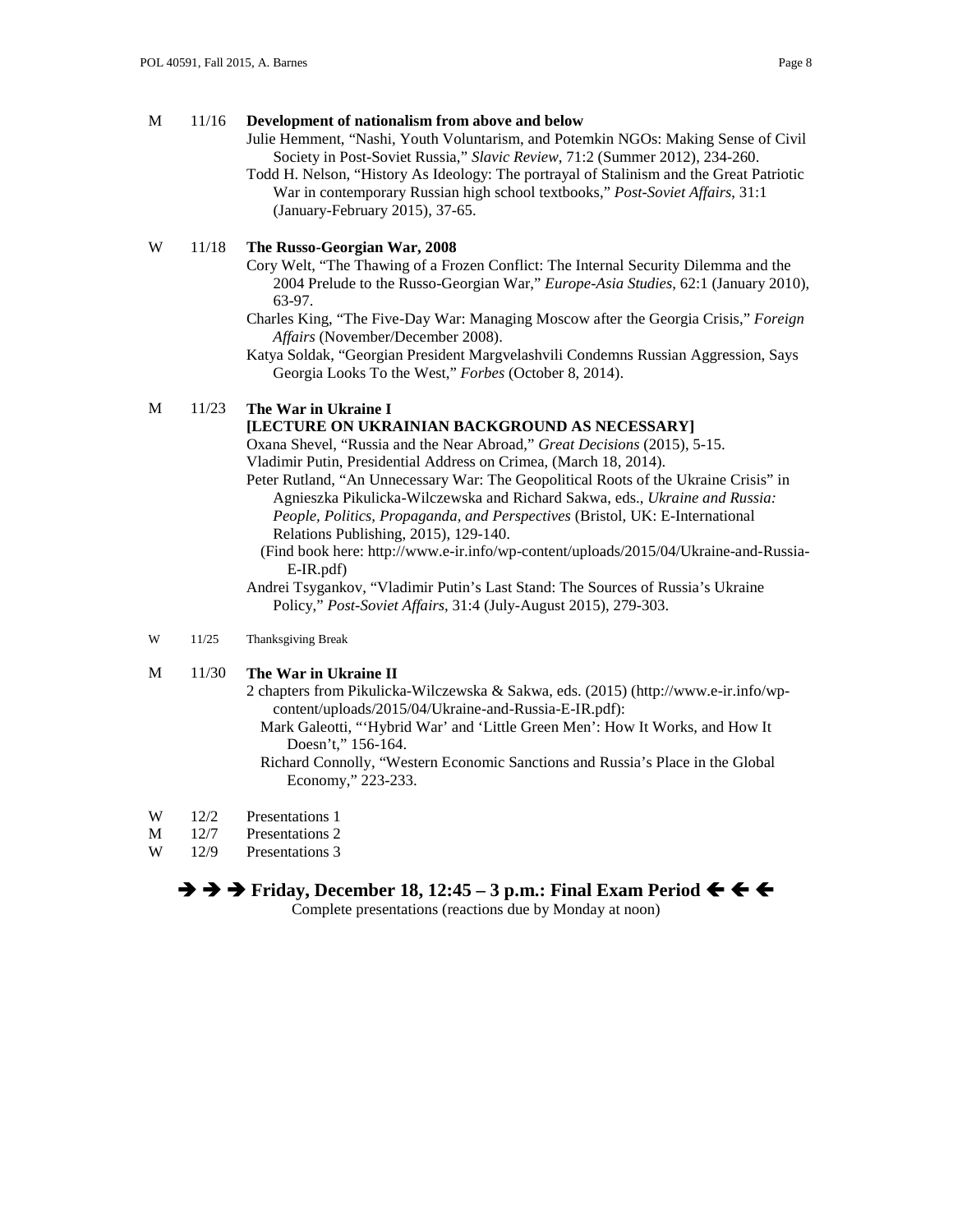M 11/16 **Development of nationalism from above and below**

Julie Hemment, "Nashi, Youth Voluntarism, and Potemkin NGOs: Making Sense of Civil Society in Post-Soviet Russia," *Slavic Review*, 71:2 (Summer 2012), 234-260.

Todd H. Nelson, "History As Ideology: The portrayal of Stalinism and the Great Patriotic War in contemporary Russian high school textbooks," *Post-Soviet Affairs*, 31:1 (January-February 2015), 37-65.

W 11/18 **The Russo-Georgian War, 2008**

Cory Welt, "The Thawing of a Frozen Conflict: The Internal Security Dilemma and the 2004 Prelude to the Russo-Georgian War," *Europe-Asia Studies*, 62:1 (January 2010), 63-97.

Charles King, "The Five-Day War: Managing Moscow after the Georgia Crisis," *Foreign Affairs* (November/December 2008).

Katya Soldak, "Georgian President Margvelashvili Condemns Russian Aggression, Says Georgia Looks To the West," *Forbes* (October 8, 2014).

M 11/23 **The War in Ukraine I**

**[LECTURE ON UKRAINIAN BACKGROUND AS NECESSARY]**

Oxana Shevel, "Russia and the Near Abroad," *Great Decisions* (2015), 5-15.

Vladimir Putin, Presidential Address on Crimea, (March 18, 2014).

Peter Rutland, "An Unnecessary War: The Geopolitical Roots of the Ukraine Crisis" in Agnieszka Pikulicka-Wilczewska and Richard Sakwa, eds., *Ukraine and Russia: People, Politics, Propaganda, and Perspectives* (Bristol, UK: E-International Relations Publishing, 2015), 129-140.

(Find book here: http://www.e-ir.info/wp-content/uploads/2015/04/Ukraine-and-Russia-E-IR.pdf)

Andrei Tsygankov, "Vladimir Putin's Last Stand: The Sources of Russia's Ukraine Policy," *Post-Soviet Affairs*, 31:4 (July-August 2015), 279-303.

W 11/25 Thanksgiving Break

M 11/30 **The War in Ukraine II**

2 chapters from Pikulicka-Wilczewska & Sakwa, eds. (2015) (http://www.e-ir.info/wp-content/uploads/2015/04/Ukraine-and-Russia-E-IR.pdf):

Mark Galeotti, "'Hybrid War' and 'Little Green Men': How It Works, and How It Doesn't," 156-164.

Richard Connolly, "Western Economic Sanctions and Russia's Place in the Global Economy," 223-233.

W 12/2 Presentations 1

M 12/7 Presentations 2

W 12/9 Presentations 3

**➔ ➔ ➔ Friday, December 18, 12:45 – 3 p.m.: Final Exam Period ← ← ←**

Complete presentations (reactions due by Monday at noon)